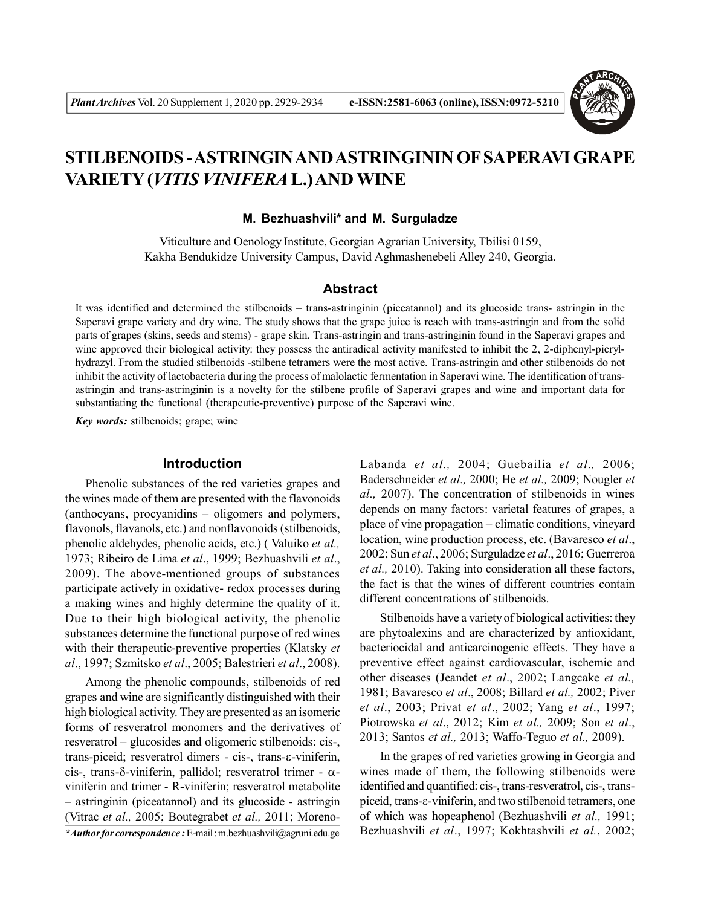# STILBENOIDS - ASTRINGIN AND ASTRINGININ OF SAPERAVI GRAPE VARIETY (*VITIS VINIFERA* L.) AND WINE

**M. Bezhuashvili\* and M. Surguladze**

Viticulture and Oenology Institute, Georgian Agrarian University, Tbilisi 0159, Kakha Bendukidze University Campus, David Aghmashenebeli Alley 240, Georgia.

## Abstract

It was identified and determined the stilbenoids – trans-astringinin (piceatannol) and its glucoside trans- astringin in the Saperavi grape variety and dry wine. The study shows that the grape juice is reach with trans-astringin and from the solid parts of grapes (skins, seeds and stems) - grape skin. Trans-astringin and trans-astringinin found in the Saperavi grapes and wine approved their biological activity: they possess the antiradical activity manifested to inhibit the 2, 2-diphenyl-picryl-hydrazyl. From the studied stilbenoids -stilbene tetramers were the most active. Trans-astringin and other stilbenoids do not inhibit the activity of lactobacteria during the process of malolactic fermentation in Saperavi wine. The identification of trans-astringin and trans-astringinin is a novelty for the stilbene profile of Saperavi grapes and wine and important data for substantiating the functional (therapeutic-preventive) purpose of the Saperavi wine.

***Key words:*** stilbenoids; grape; wine

## Introduction

Phenolic substances of the red varieties grapes and the wines made of them are presented with the flavonoids (anthocyans, procyanidins – oligomers and polymers, flavonols, flavanols, etc.) and nonflavonoids (stilbenoids, phenolic aldehydes, phenolic acids, etc.) ( Valuiko *et al.,* 1973; Ribeiro de Lima *et al*., 1999; Bezhuashvili *et al*., 2009). The above-mentioned groups of substances participate actively in oxidative- redox processes during a making wines and highly determine the quality of it. Due to their high biological activity, the phenolic substances determine the functional purpose of red wines with their therapeutic-preventive properties (Klatsky *et al*., 1997; Szmitsko *et al*., 2005; Balestrieri *et al*., 2008).

Among the phenolic compounds, stilbenoids of red grapes and wine are significantly distinguished with their high biological activity. They are presented as an isomeric forms of resveratrol monomers and the derivatives of resveratrol – glucosides and oligomeric stilbenoids: cis-, trans-piceid; resveratrol dimers - cis-, trans-ε-viniferin, cis-, trans-δ-viniferin, pallidol; resveratrol trimer - α-viniferin and trimer - R-viniferin; resveratrol metabolite – astringinin (piceatannol) and its glucoside - astringin (Vitrac *et al.,* 2005; Boutegrabet *et al.,* 2011; Moreno-Labanda *et al.,* 2004; Guebailia *et al.,* 2006; Baderschneider *et al.,* 2000; He *et al.,* 2009; Nougler *et al.,* 2007). The concentration of stilbenoids in wines depends on many factors: varietal features of grapes, a place of vine propagation – climatic conditions, vineyard location, wine production process, etc. (Bavaresco *et al*., 2002; Sun *et al*., 2006; Surguladze *et al*., 2016; Guerreroa *et al.,* 2010). Taking into consideration all these factors, the fact is that the wines of different countries contain different concentrations of stilbenoids.

Stilbenoids have a variety of biological activities: they are phytoalexins and are characterized by antioxidant, bacteriocidal and anticarcinogenic effects. They have a preventive effect against cardiovascular, ischemic and other diseases (Jeandet *et al*., 2002; Langcake *et al.,* 1981; Bavaresco *et al*., 2008; Billard *et al.,* 2002; Piver *et al*., 2003; Privat *et al*., 2002; Yang *et al*., 1997; Piotrowska *et al*., 2012; Kim *et al.,* 2009; Son *et al*., 2013; Santos *et al.,* 2013; Waffo-Teguo *et al.,* 2009).

In the grapes of red varieties growing in Georgia and wines made of them, the following stilbenoids were identified and quantified: cis-, trans-resveratrol, cis-, trans-piceid, trans-ε-viniferin, and two stilbenoid tetramers, one of which was hopeaphenol (Bezhuashvili *et al.,* 1991; Bezhuashvili *et al*., 1997; Kokhtashvili *et al.*, 2002;

*\*Author for correspondence :* E-mail : m.bezhuashvili@agruni.edu.ge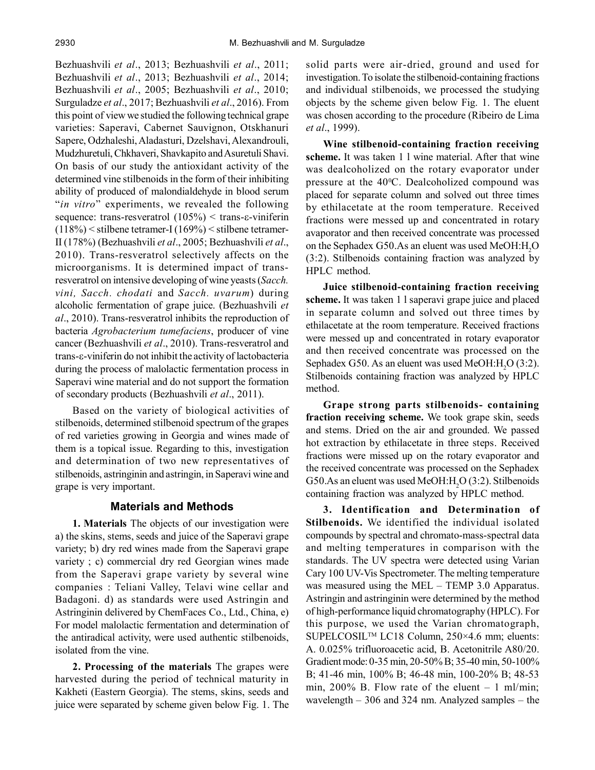Bezhuashvili *et al*., 2013; Bezhuashvili *et al*., 2011; Bezhuashvili *et al*., 2013; Bezhuashvili *et al*., 2014; Bezhuashvili *et al*., 2005; Bezhuashvili *et al*., 2010; Surguladze *et al*., 2017; Bezhuashvili *et al*., 2016). From this point of view we studied the following technical grape varieties: Saperavi, Cabernet Sauvignon, Otskhanuri Sapere, Odzhaleshi, Aladasturi, Dzelshavi, Alexandrouli, Mudzhuretuli, Chkhaveri, Shavkapito and Asuretuli Shavi. On basis of our study the antioxidant activity of the determined vine stilbenoids in the form of their inhibiting ability of produced of malondialdehyde in blood serum "*in vitro*" experiments, we revealed the following sequence: trans-resveratrol (105%) < trans-ε-viniferin (118%) < stilbene tetramer-I (169%) < stilbene tetramer-II (178%) (Bezhuashvili *et al*., 2005; Bezhuashvili *et al*., 2010). Trans-resveratrol selectively affects on the microorganisms. It is determined impact of trans-resveratrol on intensive developing of wine yeasts (*Sacch. vini, Sacch. chodati* and *Sacch. uvarum*) during alcoholic fermentation of grape juice. (Bezhuashvili *et al*., 2010). Trans-resveratrol inhibits the reproduction of bacteria *Agrobacterium tumefaciens*, producer of vine cancer (Bezhuashvili *et al*., 2010). Trans-resveratrol and trans-ε-viniferin do not inhibit the activity of lactobacteria during the process of malolactic fermentation process in Saperavi wine material and do not support the formation of secondary products (Bezhuashvili *et al*., 2011).

Based on the variety of biological activities of stilbenoids, determined stilbenoid spectrum of the grapes of red varieties growing in Georgia and wines made of them is a topical issue. Regarding to this, investigation and determination of two new representatives of stilbenoids, astringinin and astringin, in Saperavi wine and grape is very important.

## Materials and Methods

**1. Materials** The objects of our investigation were a) the skins, stems, seeds and juice of the Saperavi grape variety; b) dry red wines made from the Saperavi grape variety ; c) commercial dry red Georgian wines made from the Saperavi grape variety by several wine companies : Teliani Valley, Telavi wine cellar and Badagoni. d) as standards were used Astringin and Astringinin delivered by ChemFaces Co., Ltd., China, e) For model malolactic fermentation and determination of the antiradical activity, were used authentic stilbenoids, isolated from the vine.

**2. Processing of the materials** The grapes were harvested during the period of technical maturity in Kakheti (Eastern Georgia). The stems, skins, seeds and juice were separated by scheme given below Fig. 1. The solid parts were air-dried, ground and used for investigation. To isolate the stilbenoid-containing fractions and individual stilbenoids, we processed the studying objects by the scheme given below Fig. 1. The eluent was chosen according to the procedure (Ribeiro de Lima *et al*., 1999).

**Wine stilbenoid-containing fraction receiving scheme.** It was taken 1 l wine material. After that wine was dealcoholized on the rotary evaporator under pressure at the 40$^0$C. Dealcoholized compound was placed for separate column and solved out three times by ethilacetate at the room temperature. Received fractions were messed up and concentrated in rotary avaporator and then received concentrate was processed on the Sephadex G50.As an eluent was used MeOH:$H_2O$ (3:2). Stilbenoids containing fraction was analyzed by HPLC method.

**Juice stilbenoid-containing fraction receiving scheme.** It was taken 1 l saperavi grape juice and placed in separate column and solved out three times by ethilacetate at the room temperature. Received fractions were messed up and concentrated in rotary evaporator and then received concentrate was processed on the Sephadex G50. As an eluent was used MeOH:$H_2O$ (3:2). Stilbenoids containing fraction was analyzed by HPLC method.

**Grape strong parts stilbenoids- containing fraction receiving scheme.** We took grape skin, seeds and stems. Dried on the air and grounded. We passed hot extraction by ethilacetate in three steps. Received fractions were missed up on the rotary evaporator and the received concentrate was processed on the Sephadex G50.As an eluent was used MeOH:$H_2O$ (3:2). Stilbenoids containing fraction was analyzed by HPLC method.

**3. Identification and Determination of Stilbenoids.** We identified the individual isolated compounds by spectral and chromato-mass-spectral data and melting temperatures in comparison with the standards. The UV spectra were detected using Varian Cary 100 UV-Vis Spectrometer. The melting temperature was measured using the MEL – TEMP 3.0 Apparatus. Astringin and astringinin were determined by the method of high-performance liquid chromatography (HPLC). For this purpose, we used the Varian chromatograph, SUPELCOSIL™ LC18 Column, 250×4.6 mm; eluents: A. 0.025% trifluoroacetic acid, B. Acetonitrile A80/20. Gradient mode: 0-35 min, 20-50% B; 35-40 min, 50-100% B; 41-46 min, 100% B; 46-48 min, 100-20% B; 48-53 min, 200% B. Flow rate of the eluent – 1 ml/min; wavelength – 306 and 324 nm. Analyzed samples – the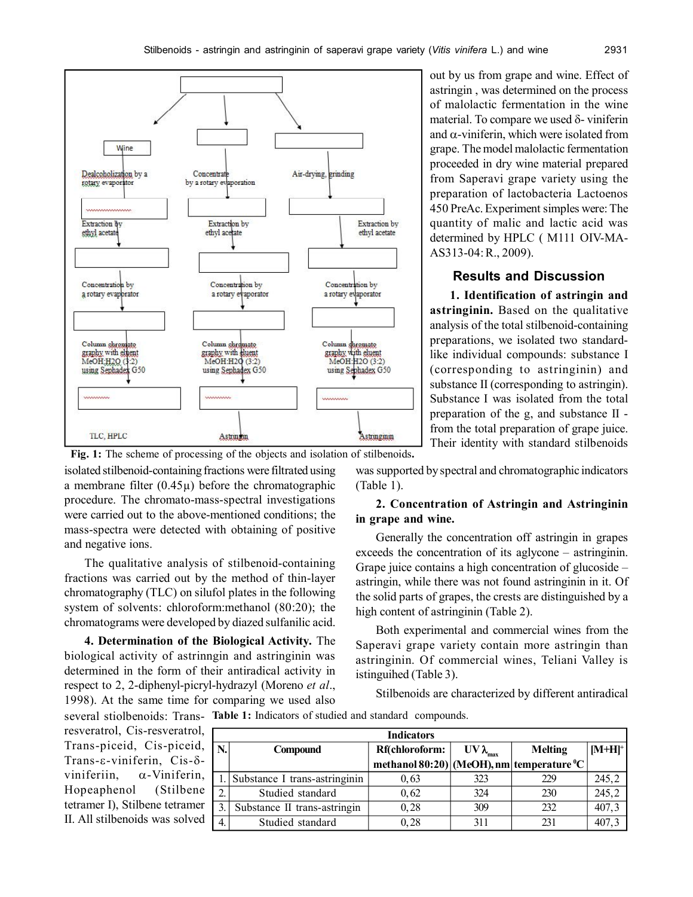Wine

Dealcoholization by a rotary evaporator

Concentrate by a rotary evaporation

Air-drying, grinding

Extraction by ethyl acetate

Extraction by ethyl acetate

Extraction by ethyl acetate

Concentration by a rotary evaporator

Concentration by a rotary evaporator

Concentration by a rotary evaporator

Column chromatography with eluent MeOH:H2O (3:2) using Sephadex G50

Column chromatography with eluent MeOH:H2O (3:2) using Sephadex G50

Column chromatography with eluent MeOH:H2O (3:2) using Sephadex G50

TLC, HPLC

Astringin

Astringinin

**Fig. 1:** The scheme of processing of the objects and isolation of stilbenoids.

out by us from grape and wine. Effect of astringin , was determined on the process of malolactic fermentation in the wine material. To compare we used δ- viniferin and α-viniferin, which were isolated from grape. The model malolactic fermentation proceeded in dry wine material prepared from Saperavi grape variety using the preparation of lactobacteria Lactoenos 450 PreAc. Experiment simples were: The quantity of malic and lactic acid was determined by HPLC ( M111 OIV-MA-AS313-04: R., 2009).

isolated stilbenoid-containing fractions were filtrated using a membrane filter (0.45μ) before the chromatographic procedure. The chromato-mass-spectral investigations were carried out to the above-mentioned conditions; the mass-spectra were detected with obtaining of positive and negative ions.

The qualitative analysis of stilbenoid-containing fractions was carried out by the method of thin-layer chromatography (TLC) on silufol plates in the following system of solvents: chloroform:methanol (80:20); the chromatograms were developed by diazed sulfanilic acid.

**4. Determination of the Biological Activity.** The biological activity of astrinngin and astringinin was determined in the form of their antiradical activity in respect to 2, 2-diphenyl-picryl-hydrazyl (Moreno *et al*., 1998). At the same time for comparing we used also several stiolbenoids: Trans-resveratrol, Cis-resveratrol, Trans-piceid, Cis-piceid, Trans-ε-viniferin, Cis-δ-viniferiin, α-Viniferin, Hopeaphenol (Stilbene tetramer I), Stilbene tetramer II. All stilbenoids was solved

## Results and Discussion

**1. Identification of astringin and astringinin.** Based on the qualitative analysis of the total stilbenoid-containing preparations, we isolated two standard-like individual compounds: substance I (corresponding to astringinin) and substance II (corresponding to astringin). Substance I was isolated from the total preparation of the g, and substance II - from the total preparation of grape juice. Their identity with standard stilbenoids was supported by spectral and chromatographic indicators (Table 1).

**2. Concentration of Astringin and Astringinin in grape and wine.**

Generally the concentration off astringin in grapes exceeds the concentration of its aglycone – astringinin. Grape juice contains a high concentration of glucoside – astringin, while there was not found astringinin in it. Of the solid parts of grapes, the crests are distinguished by a high content of astringinin (Table 2).

Both experimental and commercial wines from the Saperavi grape variety contain more astringin than astringinin. Of commercial wines, Teliani Valley is istinguihed (Table 3).

Stilbenoids are characterized by different antiradical

**Table 1:** Indicators of studied and standard compounds.

| N. | Compound | Indicators | | | |
|---|---|---|---|---|---|
| | | Rf(chloroform: methanol 80:20) | UV $\lambda_{max}$ (MeOH), nm | Melting temperature $^0$C | $[M+H]^+$ |
| 1. | Substance I trans-astringinin | 0,63 | 323 | 229 | 245,2 |
| 2. | Studied standard | 0,62 | 324 | 230 | 245,2 |
| 3. | Substance II trans-astringin | 0,28 | 309 | 232 | 407,3 |
| 4. | Studied standard | 0,28 | 311 | 231 | 407,3 |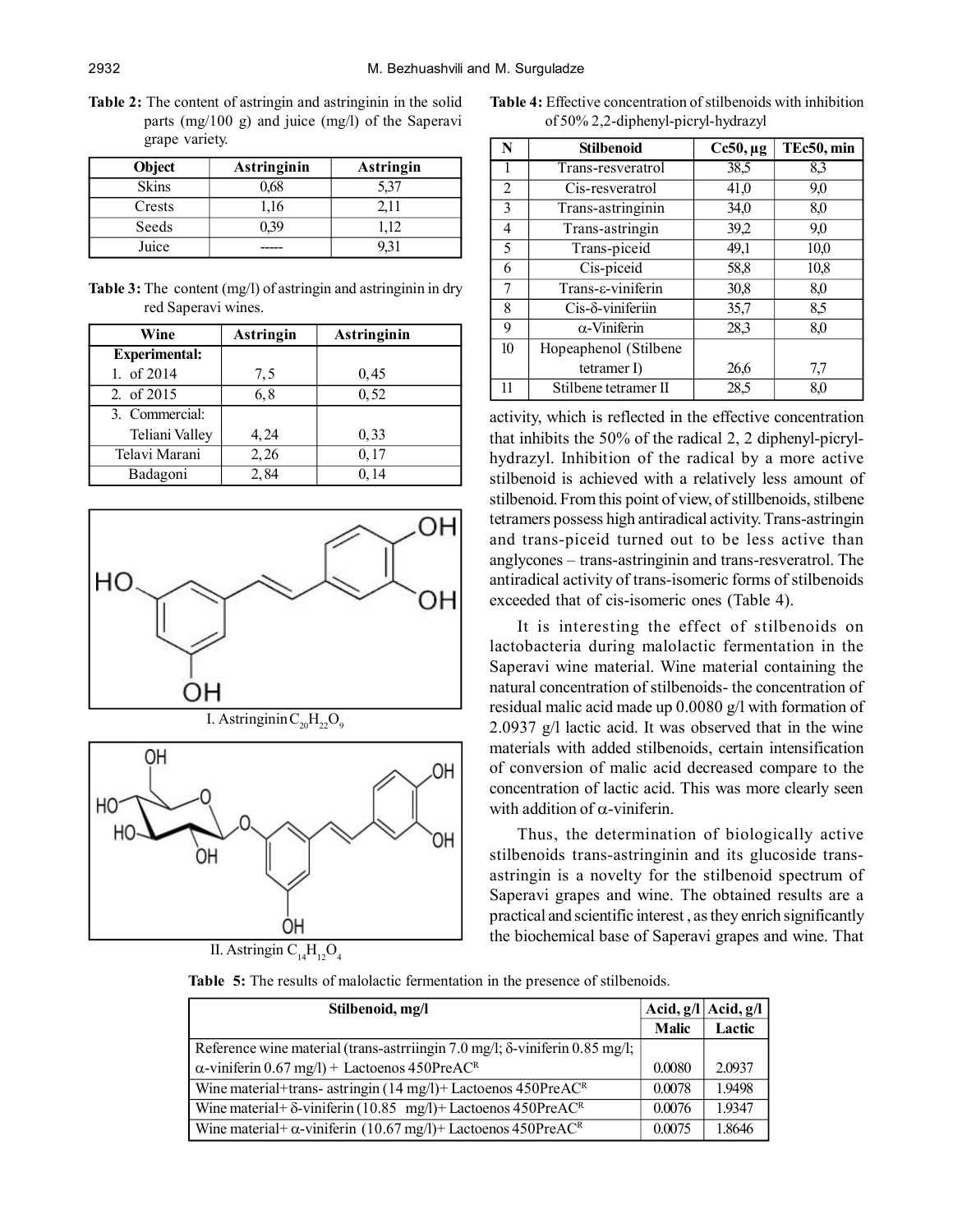**Table 2:** The content of astringin and astringinin in the solid parts (mg/100 g) and juice (mg/l) of the Saperavi grape variety.

| Object | Astringinin | Astringin |
|---|---|---|
| Skins | 0,68 | 5,37 |
| Crests | 1,16 | 2,11 |
| Seeds | 0,39 | 1,12 |
| Juice | ----- | 9,31 |

**Table 3:** The content (mg/l) of astringin and astringinin in dry red Saperavi wines.

| Wine | Astringin | Astringinin |
|---|---|---|
| **Experimental:** | | |
| 1. of 2014 | 7,5 | 0,45 |
| 2. of 2015 | 6,8 | 0,52 |
| 3. Commercial: | | |
| Teliani Valley | 4,24 | 0,33 |
| Telavi Marani | 2,26 | 0,17 |
| Badagoni | 2,84 | 0,14 |

I. Astringinin $C_{20}H_{22}O_9$

II. Astringin $C_{14}H_{12}O_4$

**Table 4:** Effective concentration of stilbenoids with inhibition of 50% 2,2-diphenyl-picryl-hydrazyl

| N | Stilbenoid | Cc50, µg | TEc50, min |
|---|---|---|---|
| 1 | Trans-resveratrol | 38,5 | 8,3 |
| 2 | Cis-resveratrol | 41,0 | 9,0 |
| 3 | Trans-astringinin | 34,0 | 8,0 |
| 4 | Trans-astringin | 39,2 | 9,0 |
| 5 | Trans-piceid | 49,1 | 10,0 |
| 6 | Cis-piceid | 58,8 | 10,8 |
| 7 | Trans-ε-viniferin | 30,8 | 8,0 |
| 8 | Cis-δ-viniferiin | 35,7 | 8,5 |
| 9 | α-Viniferin | 28,3 | 8,0 |
| 10 | Hopeaphenol (Stilbene tetramer I) | 26,6 | 7,7 |
| 11 | Stilbene tetramer II | 28,5 | 8,0 |

activity, which is reflected in the effective concentration that inhibits the 50% of the radical 2, 2 diphenyl-picryl-hydrazyl. Inhibition of the radical by a more active stilbenoid is achieved with a relatively less amount of stilbenoid. From this point of view, of stillbenoids, stilbene tetramers possess high antiradical activity. Trans-astringin and trans-piceid turned out to be less active than anglycones – trans-astringinin and trans-resveratrol. The antiradical activity of trans-isomeric forms of stilbenoids exceeded that of cis-isomeric ones (Table 4).

It is interesting the effect of stilbenoids on lactobacteria during malolactic fermentation in the Saperavi wine material. Wine material containing the natural concentration of stilbenoids- the concentration of residual malic acid made up 0.0080 g/l with formation of 2.0937 g/l lactic acid. It was observed that in the wine materials with added stilbenoids, certain intensification of conversion of malic acid decreased compare to the concentration of lactic acid. This was more clearly seen with addition of α-viniferin.

Thus, the determination of biologically active stilbenoids trans-astringinin and its glucoside trans-astringin is a novelty for the stilbenoid spectrum of Saperavi grapes and wine. The obtained results are a practical and scientific interest , as they enrich significantly the biochemical base of Saperavi grapes and wine. That

**Table 5:** The results of malolactic fermentation in the presence of stilbenoids.

| Stilbenoid, mg/l | Acid, g/l Malic | Acid, g/l Lactic |
|---|---|---|
| Reference wine material (trans-astrriingin 7.0 mg/l; δ-viniferin 0.85 mg/l; α-viniferin 0.67 mg/l) + Lactoenos 450PreAC[R] | 0.0080 | 2.0937 |
| Wine material+trans- astringin (14 mg/l)+ Lactoenos 450PreAC[R] | 0.0078 | 1.9498 |
| Wine material+ δ-viniferin (10.85 mg/l)+ Lactoenos 450PreAC[R] | 0.0076 | 1.9347 |
| Wine material+ α-viniferin (10.67 mg/l)+ Lactoenos 450PreAC[R] | 0.0075 | 1.8646 |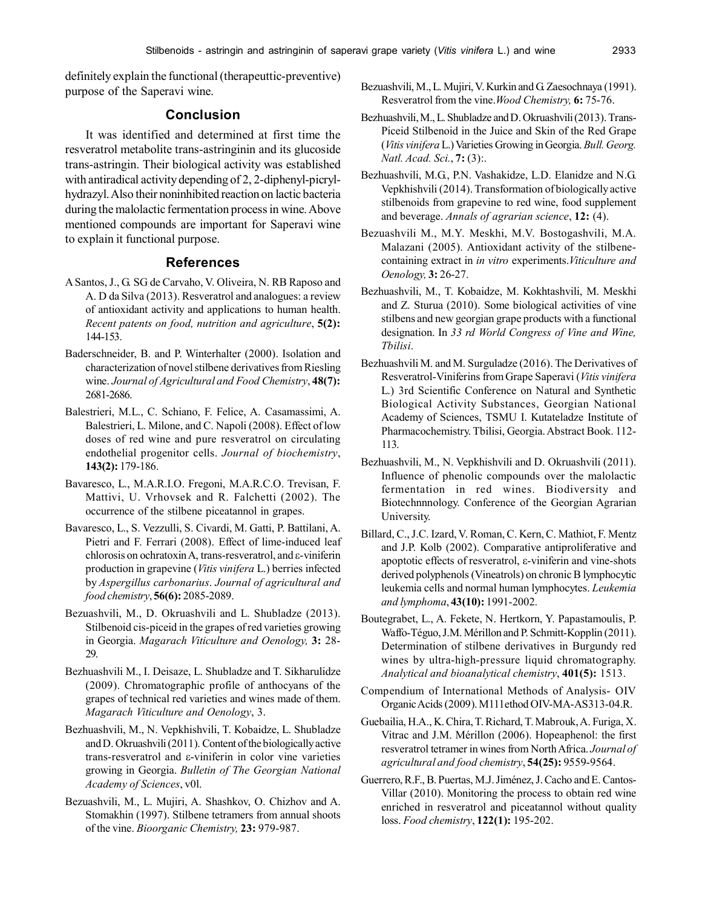definitely explain the functional (therapeuttic-preventive) purpose of the Saperavi wine.

## Conclusion

It was identified and determined at first time the resveratrol metabolite trans-astringinin and its glucoside trans-astringin. Their biological activity was established with antiradical activity depending of 2, 2-diphenyl-picryl-hydrazyl. Also their noninhibited reaction on lactic bacteria during the malolactic fermentation process in wine. Above mentioned compounds are important for Saperavi wine to explain it functional purpose.

## References

A Santos, J., G. SG de Carvaho, V. Oliveira, N. RB Raposo and A. D da Silva (2013). Resveratrol and analogues: a review of antioxidant activity and applications to human health. *Recent patents on food, nutrition and agriculture*, **5(2):** 144-153.

Baderschneider, B. and P. Winterhalter (2000). Isolation and characterization of novel stilbene derivatives from Riesling wine. *Journal of Agricultural and Food Chemistry*, **48(7):** 2681-2686.

Balestrieri, M.L., C. Schiano, F. Felice, A. Casamassimi, A. Balestrieri, L. Milone, and C. Napoli (2008). Effect of low doses of red wine and pure resveratrol on circulating endothelial progenitor cells. *Journal of biochemistry*, **143(2):** 179-186.

Bavaresco, L., M.A.R.I.O. Fregoni, M.A.R.C.O. Trevisan, F. Mattivi, U. Vrhovsek and R. Falchetti (2002). The occurrence of the stilbene piceatannol in grapes.

Bavaresco, L., S. Vezzulli, S. Civardi, M. Gatti, P. Battilani, A. Pietri and F. Ferrari (2008). Effect of lime-induced leaf chlorosis on ochratoxin A, trans-resveratrol, and ε-viniferin production in grapevine (*Vitis vinifera* L.) berries infected by *Aspergillus carbonarius*. *Journal of agricultural and food chemistry*, **56(6):** 2085-2089.

Bezuashvili, M., D. Okruashvili and L. Shubladze (2013). Stilbenoid cis-piceid in the grapes of red varieties growing in Georgia. *Magarach Viticulture and Oenology,* **3:** 28-29.

Bezhuashvili M., I. Deisaze, L. Shubladze and T. Sikharulidze (2009). Chromatographic profile of anthocyans of the grapes of technical red varieties and wines made of them. *Magarach Viticulture and Oenology*, 3.

Bezhuashvili, M., N. Vepkhishvili, T. Kobaidze, L. Shubladze and D. Okruashvili (2011). Content of the biologically active trans-resveratrol and ε-viniferin in color vine varieties growing in Georgia. *Bulletin of The Georgian National Academy of Sciences*, v0l.

Bezuashvili, M., L. Mujiri, A. Shashkov, O. Chizhov and A. Stomakhin (1997). Stilbene tetramers from annual shoots of the vine. *Bioorganic Chemistry,* **23:** 979-987.

Bezuashvili, M., L. Mujiri, V. Kurkin and G. Zaesochnaya (1991). Resveratrol from the vine.*Wood Chemistry,* **6:** 75-76.

Bezhuashvili, M., L. Shubladze and D. Okruashvili (2013). Trans-Piceid Stilbenoid in the Juice and Skin of the Red Grape (*Vitis vinifera* L.) Varieties Growing in Georgia. *Bull. Georg. Natl. Acad. Sci.*, **7:** (3):.

Bezhuashvili, M.G., P.N. Vashakidze, L.D. Elanidze and N.G. Vepkhishvili (2014). Transformation of biologically active stilbenoids from grapevine to red wine, food supplement and beverage. *Annals of agrarian science*, **12:** (4).

Bezuashvili M., M.Y. Meskhi, M.V. Bostogashvili, M.A. Malazani (2005). Antioxidant activity of the stilbene-containing extract in *in vitro* experiments.*Viticulture and Oenology,* **3:** 26-27.

Bezhuashvili, M., T. Kobaidze, M. Kokhtashvili, M. Meskhi and Z. Sturua (2010). Some biological activities of vine stilbens and new georgian grape products with a functional designation. In *33 rd World Congress of Vine and Wine, Tbilisi*.

Bezhuashvili M. and M. Surguladze (2016). The Derivatives of Resveratrol-Viniferins from Grape Saperavi (*Vitis vinifera* L.) 3rd Scientific Conference on Natural and Synthetic Biological Activity Substances, Georgian National Academy of Sciences, TSMU I. Kutateladze Institute of Pharmacochemistry. Tbilisi, Georgia. Abstract Book. 112-113.

Bezhuashvili, M., N. Vepkhishvili and D. Okruashvili (2011). Influence of phenolic compounds over the malolactic fermentation in red wines. Biodiversity and Biotechnnology. Conference of the Georgian Agrarian University.

Billard, C., J.C. Izard, V. Roman, C. Kern, C. Mathiot, F. Mentz and J.P. Kolb (2002). Comparative antiproliferative and apoptotic effects of resveratrol, ε-viniferin and vine-shots derived polyphenols (Vineatrols) on chronic B lymphocytic leukemia cells and normal human lymphocytes. *Leukemia and lymphoma*, **43(10):** 1991-2002.

Boutegrabet, L., A. Fekete, N. Hertkorn, Y. Papastamoulis, P. Waffo-Téguo, J.M. Mérillon and P. Schmitt-Kopplin (2011). Determination of stilbene derivatives in Burgundy red wines by ultra-high-pressure liquid chromatography. *Analytical and bioanalytical chemistry*, **401(5):** 1513.

Compendium of International Methods of Analysis- OIV Organic Acids (2009). M111ethod OIV-MA-AS313-04.R.

Guebailia, H.A., K. Chira, T. Richard, T. Mabrouk, A. Furiga, X. Vitrac and J.M. Mérillon (2006). Hopeaphenol: the first resveratrol tetramer in wines from North Africa. *Journal of agricultural and food chemistry*, **54(25):** 9559-9564.

Guerrero, R.F., B. Puertas, M.J. Jiménez, J. Cacho and E. Cantos-Villar (2010). Monitoring the process to obtain red wine enriched in resveratrol and piceatannol without quality loss. *Food chemistry*, **122(1):** 195-202.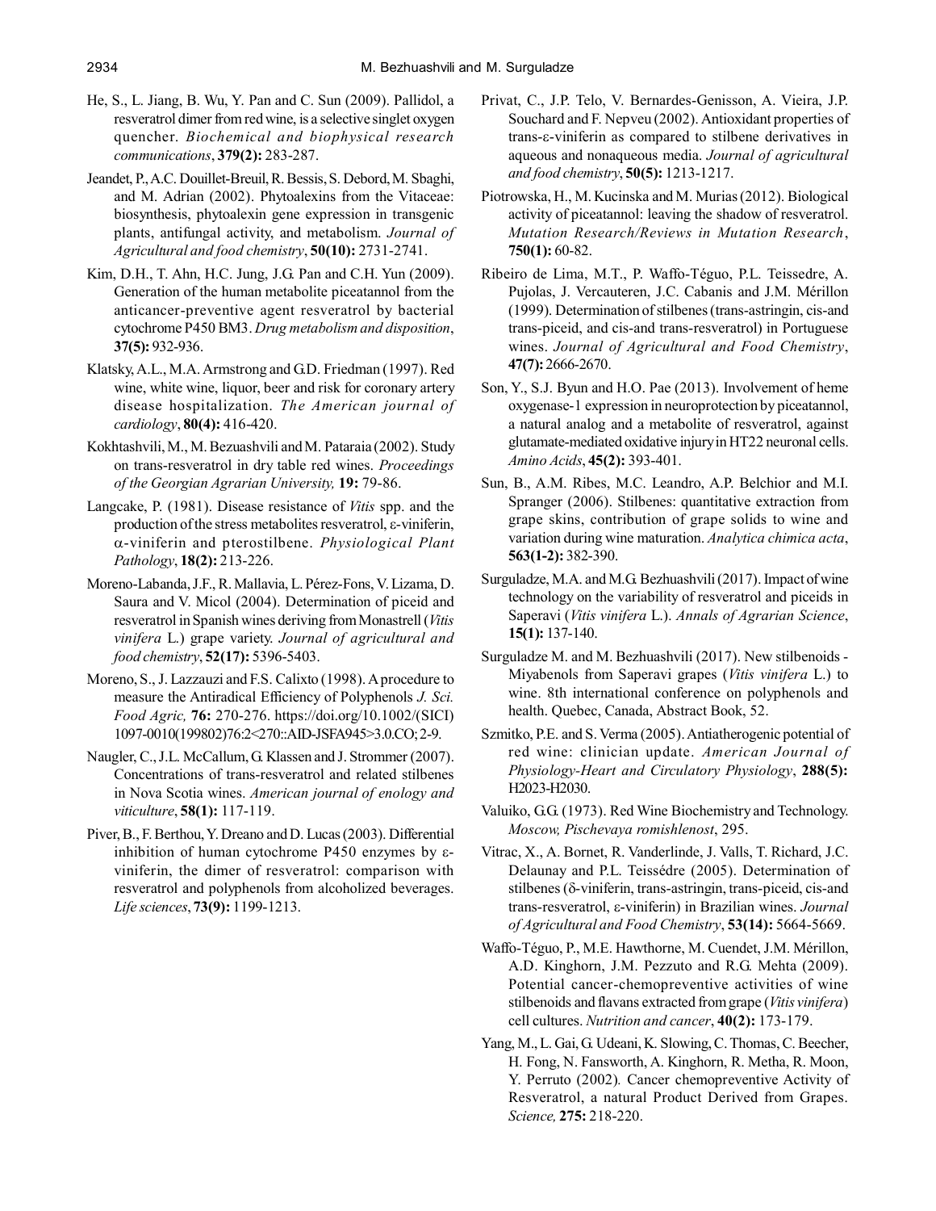He, S., L. Jiang, B. Wu, Y. Pan and C. Sun (2009). Pallidol, a resveratrol dimer from red wine, is a selective singlet oxygen quencher. *Biochemical and biophysical research communications*, **379(2):** 283-287.

Jeandet, P., A.C. Douillet-Breuil, R. Bessis, S. Debord, M. Sbaghi, and M. Adrian (2002). Phytoalexins from the Vitaceae: biosynthesis, phytoalexin gene expression in transgenic plants, antifungal activity, and metabolism. *Journal of Agricultural and food chemistry*, **50(10):** 2731-2741.

Kim, D.H., T. Ahn, H.C. Jung, J.G. Pan and C.H. Yun (2009). Generation of the human metabolite piceatannol from the anticancer-preventive agent resveratrol by bacterial cytochrome P450 BM3. *Drug metabolism and disposition*, **37(5):** 932-936.

Klatsky, A.L., M.A. Armstrong and G.D. Friedman (1997). Red wine, white wine, liquor, beer and risk for coronary artery disease hospitalization. *The American journal of cardiology*, **80(4):** 416-420.

Kokhtashvili, M., M. Bezuashvili and M. Pataraia (2002). Study on trans-resveratrol in dry table red wines. *Proceedings of the Georgian Agrarian University,* **19:** 79-86.

Langcake, P. (1981). Disease resistance of *Vitis* spp. and the production of the stress metabolites resveratrol, ε-viniferin, α-viniferin and pterostilbene. *Physiological Plant Pathology*, **18(2):** 213-226.

Moreno-Labanda, J.F., R. Mallavia, L. Pérez-Fons, V. Lizama, D. Saura and V. Micol (2004). Determination of piceid and resveratrol in Spanish wines deriving from Monastrell (*Vitis vinifera* L.) grape variety. *Journal of agricultural and food chemistry*, **52(17):** 5396-5403.

Moreno, S., J. Lazzauzi and F.S. Calixto (1998). A procedure to measure the Antiradical Efficiency of Polyphenols *J. Sci. Food Agric,* **76:** 270-276. https://doi.org/10.1002/(SICI)1097-0010(199802)76:2<270::AID-JSFA945>3.0.CO;2-9.

Naugler, C., J.L. McCallum, G. Klassen and J. Strommer (2007). Concentrations of trans-resveratrol and related stilbenes in Nova Scotia wines. *American journal of enology and viticulture*, **58(1):** 117-119.

Piver, B., F. Berthou, Y. Dreano and D. Lucas (2003). Differential inhibition of human cytochrome P450 enzymes by ε-viniferin, the dimer of resveratrol: comparison with resveratrol and polyphenols from alcoholized beverages. *Life sciences*, **73(9):** 1199-1213.

Privat, C., J.P. Telo, V. Bernardes-Genisson, A. Vieira, J.P. Souchard and F. Nepveu (2002). Antioxidant properties of trans-ε-viniferin as compared to stilbene derivatives in aqueous and nonaqueous media. *Journal of agricultural and food chemistry*, **50(5):** 1213-1217.

Piotrowska, H., M. Kucinska and M. Murias (2012). Biological activity of piceatannol: leaving the shadow of resveratrol. *Mutation Research/Reviews in Mutation Research*, **750(1):** 60-82.

Ribeiro de Lima, M.T., P. Waffo-Téguo, P.L. Teissedre, A. Pujolas, J. Vercauteren, J.C. Cabanis and J.M. Mérillon (1999). Determination of stilbenes (trans-astringin, cis-and trans-piceid, and cis-and trans-resveratrol) in Portuguese wines. *Journal of Agricultural and Food Chemistry*, **47(7):** 2666-2670.

Son, Y., S.J. Byun and H.O. Pae (2013). Involvement of heme oxygenase-1 expression in neuroprotection by piceatannol, a natural analog and a metabolite of resveratrol, against glutamate-mediated oxidative injury in HT22 neuronal cells. *Amino Acids*, **45(2):** 393-401.

Sun, B., A.M. Ribes, M.C. Leandro, A.P. Belchior and M.I. Spranger (2006). Stilbenes: quantitative extraction from grape skins, contribution of grape solids to wine and variation during wine maturation. *Analytica chimica acta*, **563(1-2):** 382-390.

Surguladze, M.A. and M.G. Bezhuashvili (2017). Impact of wine technology on the variability of resveratrol and piceids in Saperavi (*Vitis vinifera* L.). *Annals of Agrarian Science*, **15(1):** 137-140.

Surguladze M. and M. Bezhuashvili (2017). New stilbenoids - Miyabenols from Saperavi grapes (*Vitis vinifera* L.) to wine. 8th international conference on polyphenols and health. Quebec, Canada, Abstract Book, 52.

Szmitko, P.E. and S. Verma (2005). Antiatherogenic potential of red wine: clinician update. *American Journal of Physiology-Heart and Circulatory Physiology*, **288(5):** H2023-H2030.

Valuiko, G.G. (1973). Red Wine Biochemistry and Technology. *Moscow, Pischevaya romishlenost*, 295.

Vitrac, X., A. Bornet, R. Vanderlinde, J. Valls, T. Richard, J.C. Delaunay and P.L. Teissédre (2005). Determination of stilbenes (δ-viniferin, trans-astringin, trans-piceid, cis-and trans-resveratrol, ε-viniferin) in Brazilian wines. *Journal of Agricultural and Food Chemistry*, **53(14):** 5664-5669.

Waffo-Téguo, P., M.E. Hawthorne, M. Cuendet, J.M. Mérillon, A.D. Kinghorn, J.M. Pezzuto and R.G. Mehta (2009). Potential cancer-chemopreventive activities of wine stilbenoids and flavans extracted from grape (*Vitis vinifera*) cell cultures. *Nutrition and cancer*, **40(2):** 173-179.

Yang, M., L. Gai, G. Udeani, K. Slowing, C. Thomas, C. Beecher, H. Fong, N. Fansworth, A. Kinghorn, R. Metha, R. Moon, Y. Perruto (2002). Cancer chemopreventive Activity of Resveratrol, a natural Product Derived from Grapes. *Science,* **275:** 218-220.